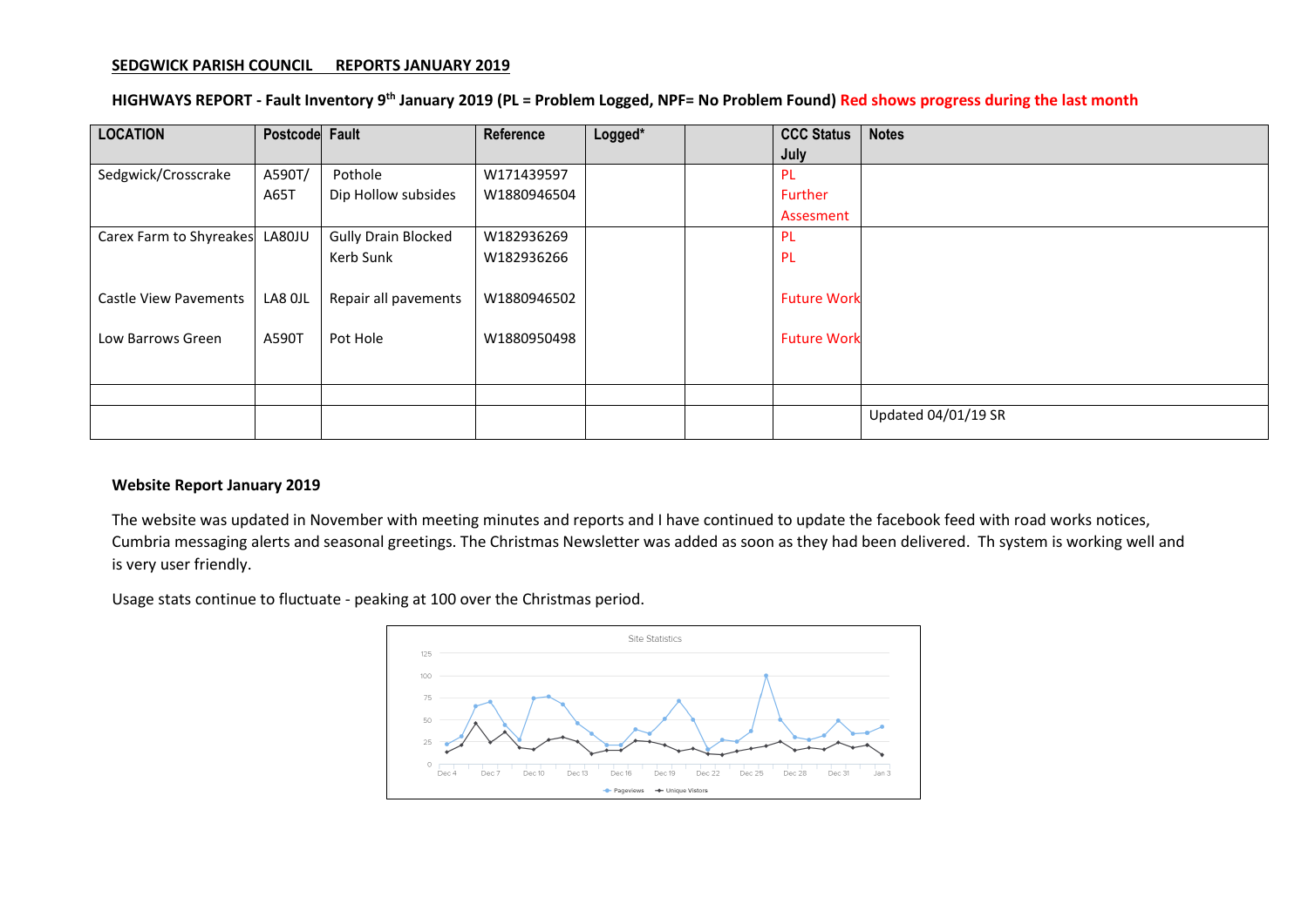**SEDGWICK PARISH COUNCIL REPORTS JANUARY 2019**

**HIGHWAYS REPORT - Fault Inventory 9th January 2019 (PL = Problem Logged, NPF= No Problem Found) Red shows progress during the last month**

| LOCATION | Postcode | Fault | Reference | Logged* | | CCC Status July | Notes |
|---|---|---|---|---|---|---|---|
| Sedgwick/Crosscrake | A590T/ A65T | Pothole<br>Dip Hollow subsides | W171439597<br>W1880946504 | | | PL<br>Further Assesment | |
| Carex Farm to Shyreakes | LA80JU | Gully Drain Blocked<br>Kerb Sunk | W182936269<br>W182936266 | | | PL<br>PL | |
| Castle View Pavements | LA8 0JL | Repair all pavements | W1880946502 | | | Future Work | |
| Low Barrows Green | A590T | Pot Hole | W1880950498 | | | Future Work | |
| | | | | | | | |
| | | | | | | | Updated 04/01/19 SR |

**Website Report January 2019**

The website was updated in November with meeting minutes and reports and I have continued to update the facebook feed with road works notices, Cumbria messaging alerts and seasonal greetings. The Christmas Newsletter was added as soon as they had been delivered. Th system is working well and is very user friendly.

Usage stats continue to fluctuate - peaking at 100 over the Christmas period.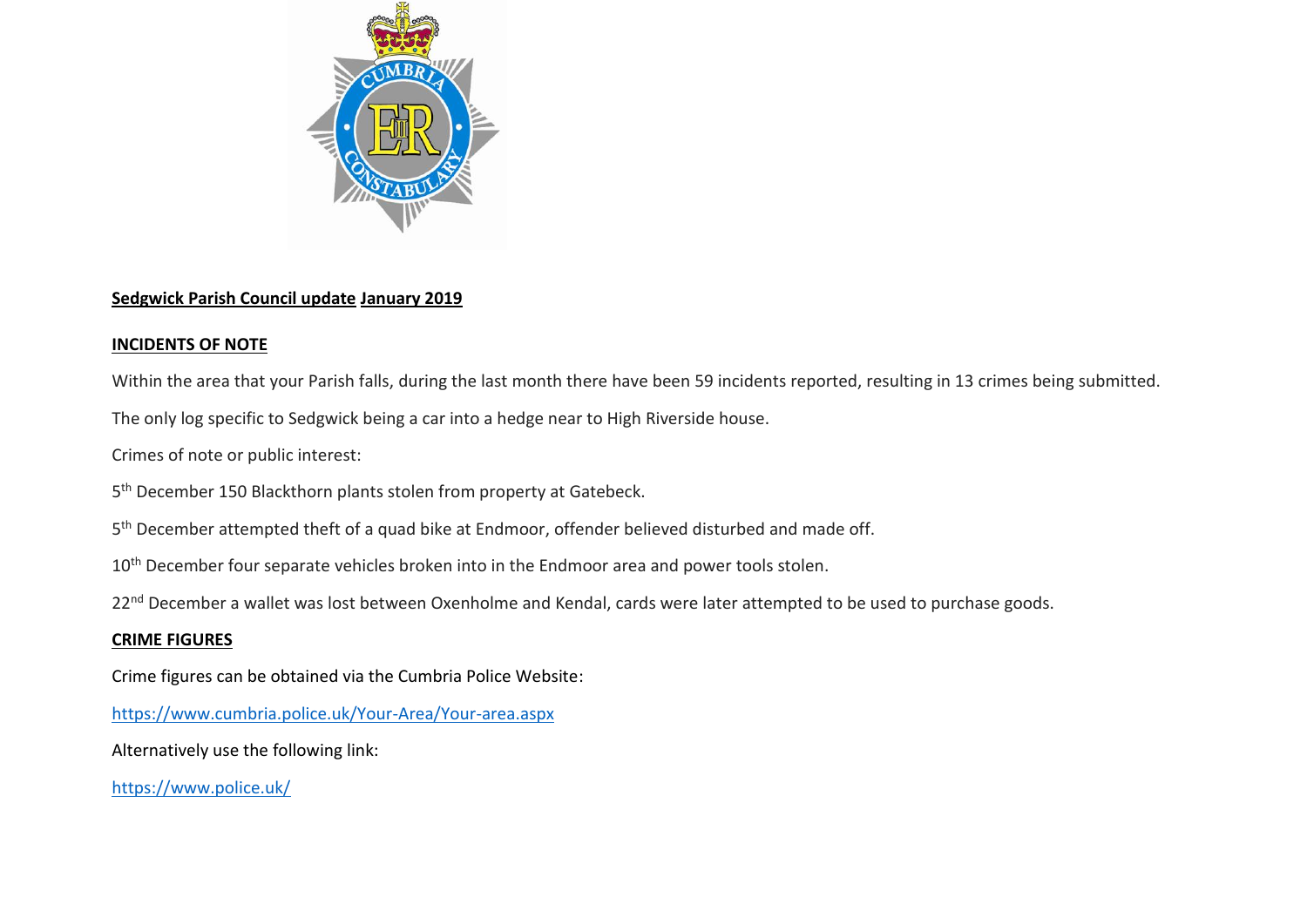**Sedgwick Parish Council update January 2019**

**INCIDENTS OF NOTE**

Within the area that your Parish falls, during the last month there have been 59 incidents reported, resulting in 13 crimes being submitted.

The only log specific to Sedgwick being a car into a hedge near to High Riverside house.

Crimes of note or public interest:

5th December 150 Blackthorn plants stolen from property at Gatebeck.

5th December attempted theft of a quad bike at Endmoor, offender believed disturbed and made off.

10th December four separate vehicles broken into in the Endmoor area and power tools stolen.

22nd December a wallet was lost between Oxenholme and Kendal, cards were later attempted to be used to purchase goods.

**CRIME FIGURES**

Crime figures can be obtained via the Cumbria Police Website:

https://www.cumbria.police.uk/Your-Area/Your-area.aspx

Alternatively use the following link:

https://www.police.uk/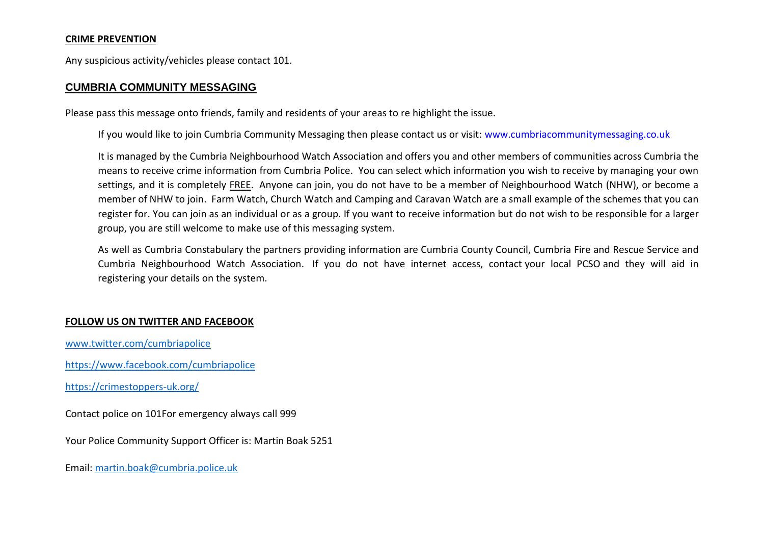**CRIME PREVENTION**

Any suspicious activity/vehicles please contact 101.

## CUMBRIA COMMUNITY MESSAGING

Please pass this message onto friends, family and residents of your areas to re highlight the issue.

If you would like to join Cumbria Community Messaging then please contact us or visit: www.cumbriacommunitymessaging.co.uk

It is managed by the Cumbria Neighbourhood Watch Association and offers you and other members of communities across Cumbria the means to receive crime information from Cumbria Police. You can select which information you wish to receive by managing your own settings, and it is completely FREE. Anyone can join, you do not have to be a member of Neighbourhood Watch (NHW), or become a member of NHW to join. Farm Watch, Church Watch and Camping and Caravan Watch are a small example of the schemes that you can register for. You can join as an individual or as a group. If you want to receive information but do not wish to be responsible for a larger group, you are still welcome to make use of this messaging system.

As well as Cumbria Constabulary the partners providing information are Cumbria County Council, Cumbria Fire and Rescue Service and Cumbria Neighbourhood Watch Association. If you do not have internet access, contact your local PCSO and they will aid in registering your details on the system.

**FOLLOW US ON TWITTER AND FACEBOOK**

www.twitter.com/cumbriapolice

https://www.facebook.com/cumbriapolice

https://crimestoppers-uk.org/

Contact police on 101For emergency always call 999

Your Police Community Support Officer is: Martin Boak 5251

Email: martin.boak@cumbria.police.uk